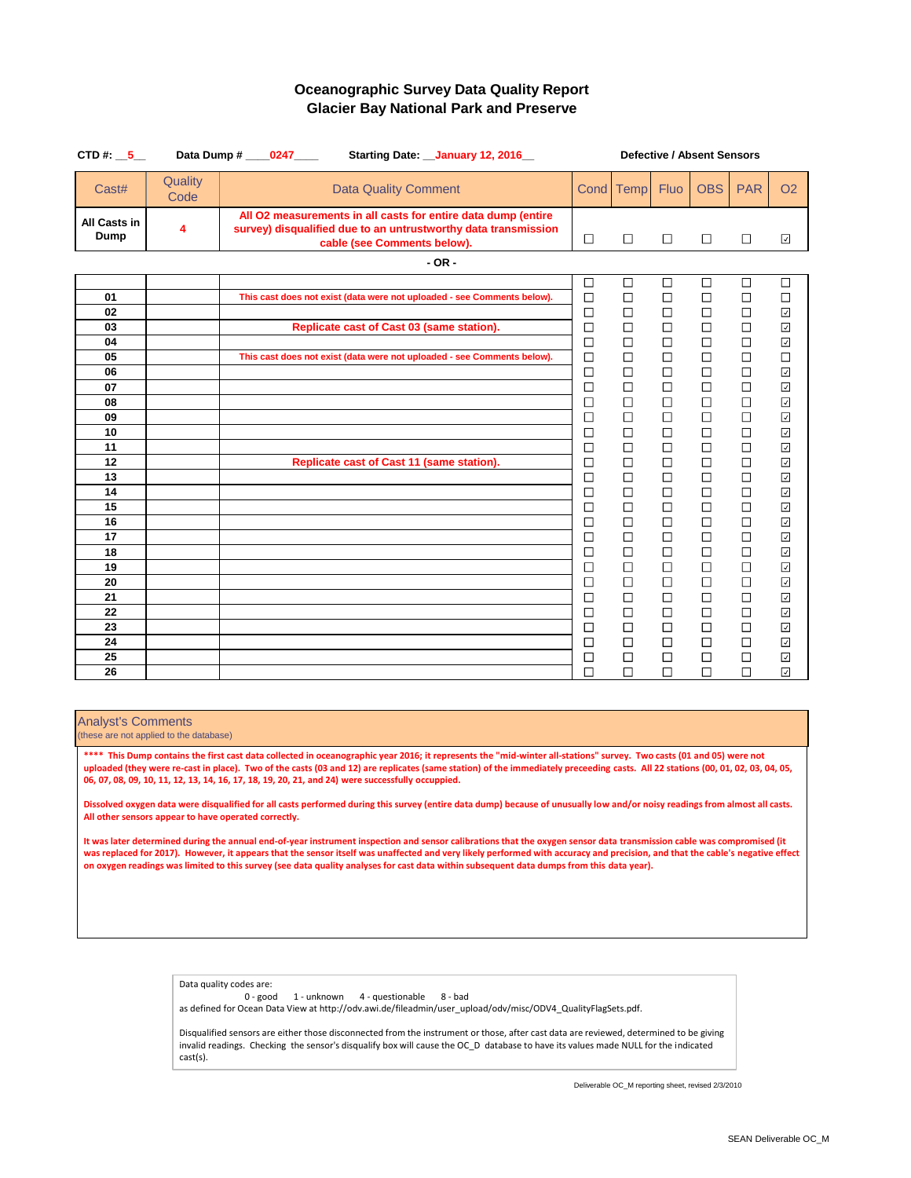# Oceanographic Survey Data Quality Report
## Glacier Bay National Park and Preserve

**CTD #:** __5__ **Data Dump #** ____0247____ **Starting Date:** __January 12, 2016__

**Defective / Absent Sensors**

| Cast# | Quality Code | Data Quality Comment | Cond | Temp | Fluo | OBS | PAR | O2 |
|---|---|---|---|---|---|---|---|---|
| **All Casts in Dump** | **4** | **All O2 measurements in all casts for entire data dump (entire survey) disqualified due to an untrustworthy data transmission cable (see Comments below).** | ☐ | ☐ | ☐ | ☐ | ☐ | ☑ |

**- OR -**

| Cast# | Quality Code | Data Quality Comment | Cond | Temp | Fluo | OBS | PAR | O2 |
|---|---|---|---|---|---|---|---|---|
| | | | ☐ | ☐ | ☐ | ☐ | ☐ | ☐ |
| 01 | | This cast does not exist (data were not uploaded - see Comments below). | ☐ | ☐ | ☐ | ☐ | ☐ | ☐ |
| 02 | | | ☐ | ☐ | ☐ | ☐ | ☐ | ☑ |
| 03 | | Replicate cast of Cast 03 (same station). | ☐ | ☐ | ☐ | ☐ | ☐ | ☑ |
| 04 | | | ☐ | ☐ | ☐ | ☐ | ☐ | ☑ |
| 05 | | This cast does not exist (data were not uploaded - see Comments below). | ☐ | ☐ | ☐ | ☐ | ☐ | ☐ |
| 06 | | | ☐ | ☐ | ☐ | ☐ | ☐ | ☑ |
| 07 | | | ☐ | ☐ | ☐ | ☐ | ☐ | ☑ |
| 08 | | | ☐ | ☐ | ☐ | ☐ | ☐ | ☑ |
| 09 | | | ☐ | ☐ | ☐ | ☐ | ☐ | ☑ |
| 10 | | | ☐ | ☐ | ☐ | ☐ | ☐ | ☑ |
| 11 | | | ☐ | ☐ | ☐ | ☐ | ☐ | ☑ |
| 12 | | Replicate cast of Cast 11 (same station). | ☐ | ☐ | ☐ | ☐ | ☐ | ☑ |
| 13 | | | ☐ | ☐ | ☐ | ☐ | ☐ | ☑ |
| 14 | | | ☐ | ☐ | ☐ | ☐ | ☐ | ☑ |
| 15 | | | ☐ | ☐ | ☐ | ☐ | ☐ | ☑ |
| 16 | | | ☐ | ☐ | ☐ | ☐ | ☐ | ☑ |
| 17 | | | ☐ | ☐ | ☐ | ☐ | ☐ | ☑ |
| 18 | | | ☐ | ☐ | ☐ | ☐ | ☐ | ☑ |
| 19 | | | ☐ | ☐ | ☐ | ☐ | ☐ | ☑ |
| 20 | | | ☐ | ☐ | ☐ | ☐ | ☐ | ☑ |
| 21 | | | ☐ | ☐ | ☐ | ☐ | ☐ | ☑ |
| 22 | | | ☐ | ☐ | ☐ | ☐ | ☐ | ☑ |
| 23 | | | ☐ | ☐ | ☐ | ☐ | ☐ | ☑ |
| 24 | | | ☐ | ☐ | ☐ | ☐ | ☐ | ☑ |
| 25 | | | ☐ | ☐ | ☐ | ☐ | ☐ | ☑ |
| 26 | | | ☐ | ☐ | ☐ | ☐ | ☐ | ☑ |

### Analyst's Comments
(these are not applied to the database)

**\*\*\*\* This Dump contains the first cast data collected in oceanographic year 2016; it represents the "mid-winter all-stations" survey. Two casts (01 and 05) were not uploaded (they were re-cast in place). Two of the casts (03 and 12) are replicates (same station) of the immediately preceeding casts. All 22 stations (00, 01, 02, 03, 04, 05, 06, 07, 08, 09, 10, 11, 12, 13, 14, 16, 17, 18, 19, 20, 21, and 24) were successfully occuppied.**

**Dissolved oxygen data were disqualified for all casts performed during this survey (entire data dump) because of unusually low and/or noisy readings from almost all casts. All other sensors appear to have operated correctly.**

**It was later determined during the annual end-of-year instrument inspection and sensor calibrations that the oxygen sensor data transmission cable was compromised (it was replaced for 2017). However, it appears that the sensor itself was unaffected and very likely performed with accuracy and precision, and that the cable's negative effect on oxygen readings was limited to this survey (see data quality analyses for cast data within subsequent data dumps from this data year).**

Data quality codes are:
0 - good 1 - unknown 4 - questionable 8 - bad
as defined for Ocean Data View at http://odv.awi.de/fileadmin/user_upload/odv/misc/ODV4_QualityFlagSets.pdf.

Disqualified sensors are either those disconnected from the instrument or those, after cast data are reviewed, determined to be giving invalid readings. Checking the sensor's disqualify box will cause the OC_D database to have its values made NULL for the indicated cast(s).

Deliverable OC_M reporting sheet, revised 2/3/2010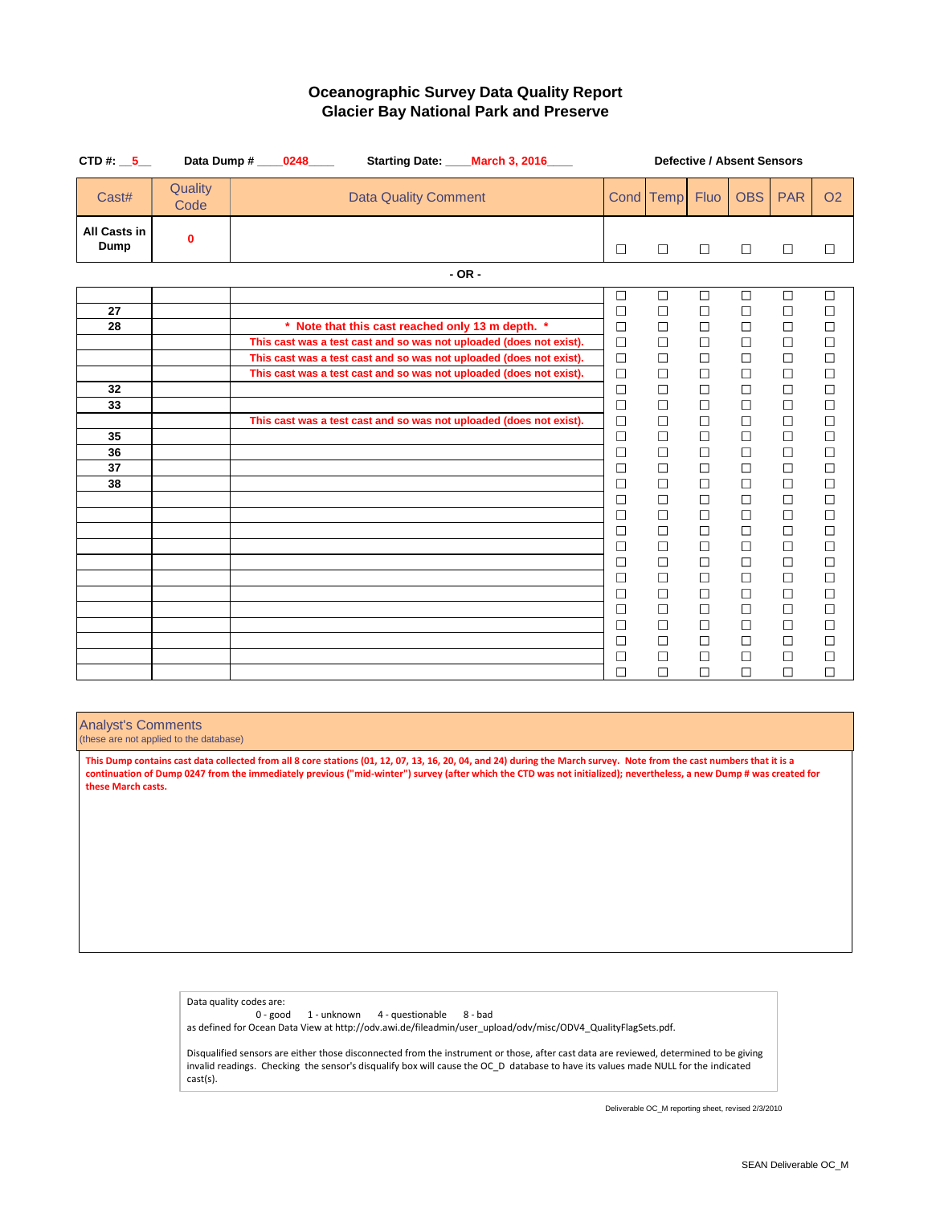# Oceanographic Survey Data Quality Report
## Glacier Bay National Park and Preserve

**CTD #:** __5__ **Data Dump #** ____0248____ **Starting Date:** ____March 3, 2016____

**Defective / Absent Sensors**

| Cast# | Quality Code | Data Quality Comment | Cond | Temp | Fluo | OBS | PAR | O2 |
|---|---|---|---|---|---|---|---|---|
| **All Casts in Dump** | **0** | | ☐ | ☐ | ☐ | ☐ | ☐ | ☐ |

**- OR -**

| Cast# | Quality Code | Data Quality Comment | Cond | Temp | Fluo | OBS | PAR | O2 |
|---|---|---|---|---|---|---|---|---|
| | | | ☐ | ☐ | ☐ | ☐ | ☐ | ☐ |
| **27** | | | ☐ | ☐ | ☐ | ☐ | ☐ | ☐ |
| **28** | | * Note that this cast reached only 13 m depth. * | ☐ | ☐ | ☐ | ☐ | ☐ | ☐ |
| | | This cast was a test cast and so was not uploaded (does not exist). | ☐ | ☐ | ☐ | ☐ | ☐ | ☐ |
| | | This cast was a test cast and so was not uploaded (does not exist). | ☐ | ☐ | ☐ | ☐ | ☐ | ☐ |
| | | This cast was a test cast and so was not uploaded (does not exist). | ☐ | ☐ | ☐ | ☐ | ☐ | ☐ |
| **32** | | | ☐ | ☐ | ☐ | ☐ | ☐ | ☐ |
| **33** | | | ☐ | ☐ | ☐ | ☐ | ☐ | ☐ |
| | | This cast was a test cast and so was not uploaded (does not exist). | ☐ | ☐ | ☐ | ☐ | ☐ | ☐ |
| **35** | | | ☐ | ☐ | ☐ | ☐ | ☐ | ☐ |
| **36** | | | ☐ | ☐ | ☐ | ☐ | ☐ | ☐ |
| **37** | | | ☐ | ☐ | ☐ | ☐ | ☐ | ☐ |
| **38** | | | ☐ | ☐ | ☐ | ☐ | ☐ | ☐ |
| | | | ☐ | ☐ | ☐ | ☐ | ☐ | ☐ |
| | | | ☐ | ☐ | ☐ | ☐ | ☐ | ☐ |
| | | | ☐ | ☐ | ☐ | ☐ | ☐ | ☐ |
| | | | ☐ | ☐ | ☐ | ☐ | ☐ | ☐ |
| | | | ☐ | ☐ | ☐ | ☐ | ☐ | ☐ |
| | | | ☐ | ☐ | ☐ | ☐ | ☐ | ☐ |
| | | | ☐ | ☐ | ☐ | ☐ | ☐ | ☐ |
| | | | ☐ | ☐ | ☐ | ☐ | ☐ | ☐ |
| | | | ☐ | ☐ | ☐ | ☐ | ☐ | ☐ |
| | | | ☐ | ☐ | ☐ | ☐ | ☐ | ☐ |
| | | | ☐ | ☐ | ☐ | ☐ | ☐ | ☐ |
| | | | ☐ | ☐ | ☐ | ☐ | ☐ | ☐ |

**Analyst's Comments**
(these are not applied to the database)

**This Dump contains cast data collected from all 8 core stations (01, 12, 07, 13, 16, 20, 04, and 24) during the March survey. Note from the cast numbers that it is a continuation of Dump 0247 from the immediately previous ("mid-winter") survey (after which the CTD was not initialized); nevertheless, a new Dump # was created for these March casts.**

Data quality codes are:
0 - good 1 - unknown 4 - questionable 8 - bad
as defined for Ocean Data View at http://odv.awi.de/fileadmin/user_upload/odv/misc/ODV4_QualityFlagSets.pdf.

Disqualified sensors are either those disconnected from the instrument or those, after cast data are reviewed, determined to be giving invalid readings. Checking the sensor's disqualify box will cause the OC_D database to have its values made NULL for the indicated cast(s).

Deliverable OC_M reporting sheet, revised 2/3/2010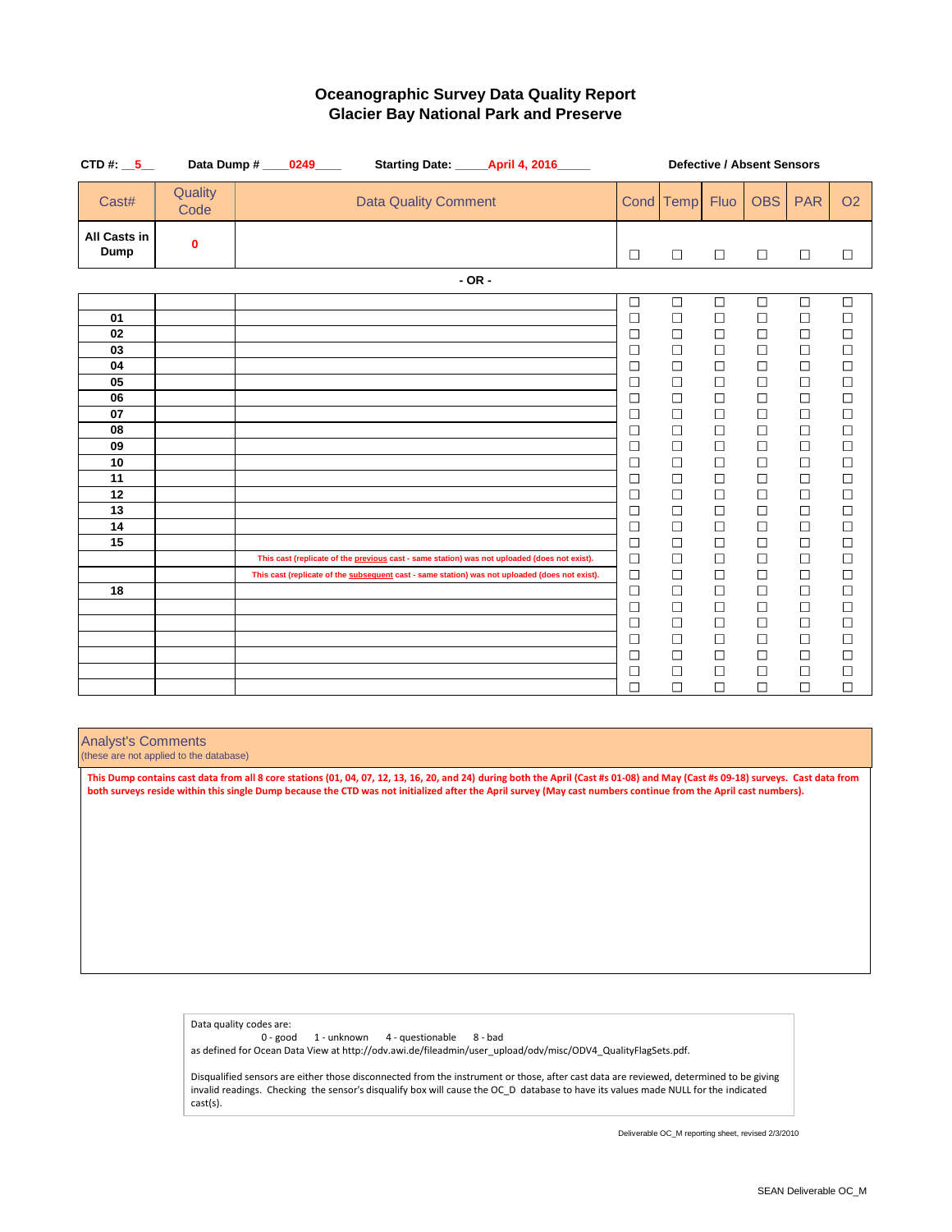# Oceanographic Survey Data Quality Report
## Glacier Bay National Park and Preserve

**CTD #:** __5__ **Data Dump #** ____0249____ **Starting Date:** _____April 4, 2016_____ **Defective / Absent Sensors**

| Cast# | Quality Code | Data Quality Comment | Cond | Temp | Fluo | OBS | PAR | O2 |
|---|---|---|---|---|---|---|---|---|
| All Casts in Dump | 0 | | ☐ | ☐ | ☐ | ☐ | ☐ | ☐ |

- OR -

| Cast# | Quality Code | Data Quality Comment | Cond | Temp | Fluo | OBS | PAR | O2 |
|---|---|---|---|---|---|---|---|---|
| | | | ☐ | ☐ | ☐ | ☐ | ☐ | ☐ |
| 01 | | | ☐ | ☐ | ☐ | ☐ | ☐ | ☐ |
| 02 | | | ☐ | ☐ | ☐ | ☐ | ☐ | ☐ |
| 03 | | | ☐ | ☐ | ☐ | ☐ | ☐ | ☐ |
| 04 | | | ☐ | ☐ | ☐ | ☐ | ☐ | ☐ |
| 05 | | | ☐ | ☐ | ☐ | ☐ | ☐ | ☐ |
| 06 | | | ☐ | ☐ | ☐ | ☐ | ☐ | ☐ |
| 07 | | | ☐ | ☐ | ☐ | ☐ | ☐ | ☐ |
| 08 | | | ☐ | ☐ | ☐ | ☐ | ☐ | ☐ |
| 09 | | | ☐ | ☐ | ☐ | ☐ | ☐ | ☐ |
| 10 | | | ☐ | ☐ | ☐ | ☐ | ☐ | ☐ |
| 11 | | | ☐ | ☐ | ☐ | ☐ | ☐ | ☐ |
| 12 | | | ☐ | ☐ | ☐ | ☐ | ☐ | ☐ |
| 13 | | | ☐ | ☐ | ☐ | ☐ | ☐ | ☐ |
| 14 | | | ☐ | ☐ | ☐ | ☐ | ☐ | ☐ |
| 15 | | | ☐ | ☐ | ☐ | ☐ | ☐ | ☐ |
| | | This cast (replicate of the previous cast - same station) was not uploaded (does not exist). | ☐ | ☐ | ☐ | ☐ | ☐ | ☐ |
| | | This cast (replicate of the subsequent cast - same station) was not uploaded (does not exist). | ☐ | ☐ | ☐ | ☐ | ☐ | ☐ |
| 18 | | | ☐ | ☐ | ☐ | ☐ | ☐ | ☐ |
| | | | ☐ | ☐ | ☐ | ☐ | ☐ | ☐ |
| | | | ☐ | ☐ | ☐ | ☐ | ☐ | ☐ |
| | | | ☐ | ☐ | ☐ | ☐ | ☐ | ☐ |
| | | | ☐ | ☐ | ☐ | ☐ | ☐ | ☐ |
| | | | ☐ | ☐ | ☐ | ☐ | ☐ | ☐ |
| | | | ☐ | ☐ | ☐ | ☐ | ☐ | ☐ |

### Analyst's Comments
(these are not applied to the database)

This Dump contains cast data from all 8 core stations (01, 04, 07, 12, 13, 16, 20, and 24) during both the April (Cast #s 01-08) and May (Cast #s 09-18) surveys. Cast data from both surveys reside within this single Dump because the CTD was not initialized after the April survey (May cast numbers continue from the April cast numbers).

Data quality codes are:
0 - good 1 - unknown 4 - questionable 8 - bad
as defined for Ocean Data View at http://odv.awi.de/fileadmin/user_upload/odv/misc/ODV4_QualityFlagSets.pdf.

Disqualified sensors are either those disconnected from the instrument or those, after cast data are reviewed, determined to be giving invalid readings. Checking the sensor's disqualify box will cause the OC_D database to have its values made NULL for the indicated cast(s).

Deliverable OC_M reporting sheet, revised 2/3/2010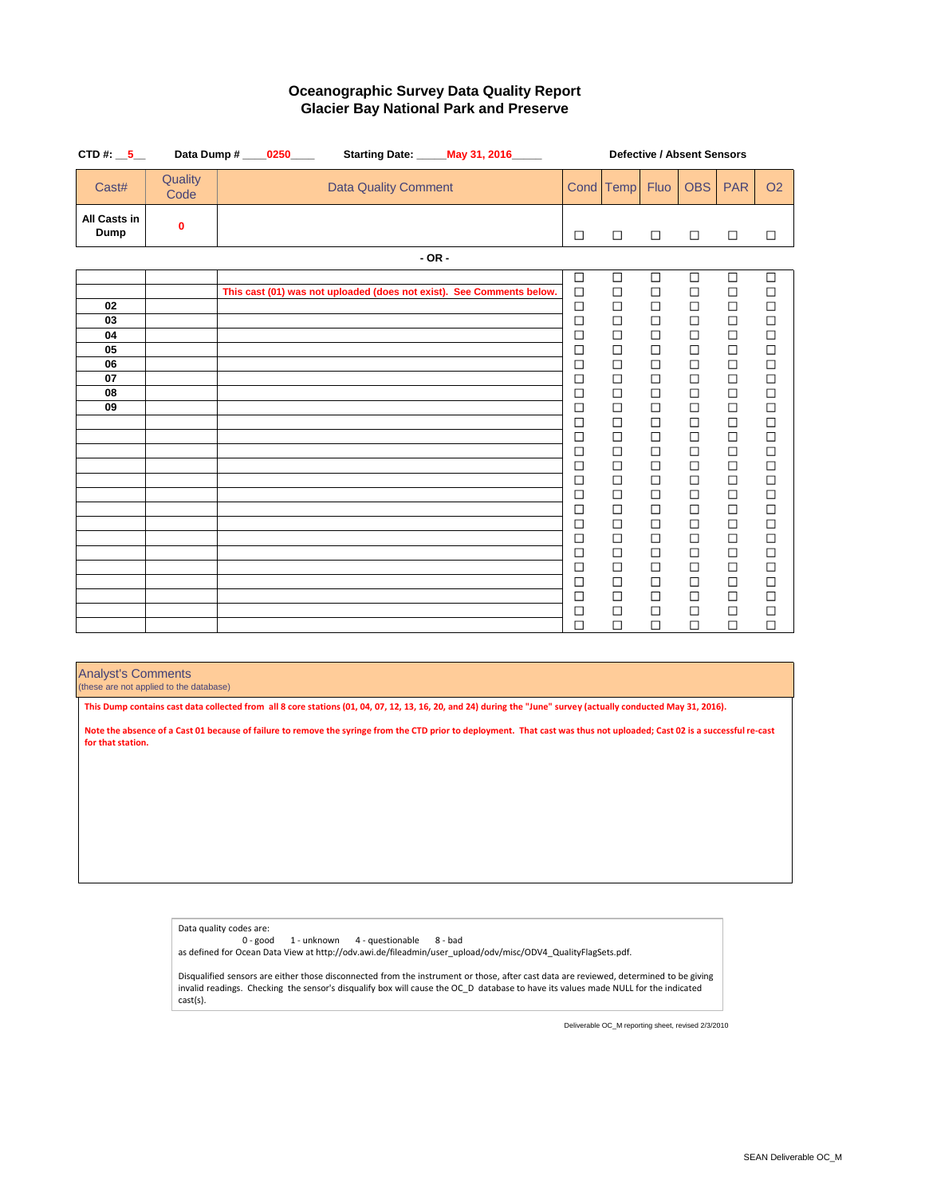# Oceanographic Survey Data Quality Report
## Glacier Bay National Park and Preserve

**CTD #:** 5 **Data Dump #** 0250 **Starting Date:** May 31, 2016

**Defective / Absent Sensors**

| Cast# | Quality Code | Data Quality Comment | Cond | Temp | Fluo | OBS | PAR | O2 |
|---|---|---|---|---|---|---|---|---|
| **All Casts in Dump** | 0 | | ☐ | ☐ | ☐ | ☐ | ☐ | ☐ |

**- OR -**

| Cast# | Quality Code | Data Quality Comment | Cond | Temp | Fluo | OBS | PAR | O2 |
|---|---|---|---|---|---|---|---|---|
| | | | ☐ | ☐ | ☐ | ☐ | ☐ | ☐ |
| | | This cast (01) was not uploaded (does not exist). See Comments below. | ☐ | ☐ | ☐ | ☐ | ☐ | ☐ |
| 02 | | | ☐ | ☐ | ☐ | ☐ | ☐ | ☐ |
| 03 | | | ☐ | ☐ | ☐ | ☐ | ☐ | ☐ |
| 04 | | | ☐ | ☐ | ☐ | ☐ | ☐ | ☐ |
| 05 | | | ☐ | ☐ | ☐ | ☐ | ☐ | ☐ |
| 06 | | | ☐ | ☐ | ☐ | ☐ | ☐ | ☐ |
| 07 | | | ☐ | ☐ | ☐ | ☐ | ☐ | ☐ |
| 08 | | | ☐ | ☐ | ☐ | ☐ | ☐ | ☐ |
| 09 | | | ☐ | ☐ | ☐ | ☐ | ☐ | ☐ |
| | | | ☐ | ☐ | ☐ | ☐ | ☐ | ☐ |
| | | | ☐ | ☐ | ☐ | ☐ | ☐ | ☐ |
| | | | ☐ | ☐ | ☐ | ☐ | ☐ | ☐ |
| | | | ☐ | ☐ | ☐ | ☐ | ☐ | ☐ |
| | | | ☐ | ☐ | ☐ | ☐ | ☐ | ☐ |
| | | | ☐ | ☐ | ☐ | ☐ | ☐ | ☐ |
| | | | ☐ | ☐ | ☐ | ☐ | ☐ | ☐ |
| | | | ☐ | ☐ | ☐ | ☐ | ☐ | ☐ |
| | | | ☐ | ☐ | ☐ | ☐ | ☐ | ☐ |
| | | | ☐ | ☐ | ☐ | ☐ | ☐ | ☐ |
| | | | ☐ | ☐ | ☐ | ☐ | ☐ | ☐ |
| | | | ☐ | ☐ | ☐ | ☐ | ☐ | ☐ |
| | | | ☐ | ☐ | ☐ | ☐ | ☐ | ☐ |
| | | | ☐ | ☐ | ☐ | ☐ | ☐ | ☐ |
| | | | ☐ | ☐ | ☐ | ☐ | ☐ | ☐ |

**Analyst's Comments**
(these are not applied to the database)

This Dump contains cast data collected from all 8 core stations (01, 04, 07, 12, 13, 16, 20, and 24) during the "June" survey (actually conducted May 31, 2016).

Note the absence of a Cast 01 because of failure to remove the syringe from the CTD prior to deployment. That cast was thus not uploaded; Cast 02 is a successful re-cast for that station.

Data quality codes are:
0 - good 1 - unknown 4 - questionable 8 - bad
as defined for Ocean Data View at http://odv.awi.de/fileadmin/user_upload/odv/misc/ODV4_QualityFlagSets.pdf.

Disqualified sensors are either those disconnected from the instrument or those, after cast data are reviewed, determined to be giving invalid readings. Checking the sensor's disqualify box will cause the OC_D database to have its values made NULL for the indicated cast(s).

Deliverable OC_M reporting sheet, revised 2/3/2010

SEAN Deliverable OC_M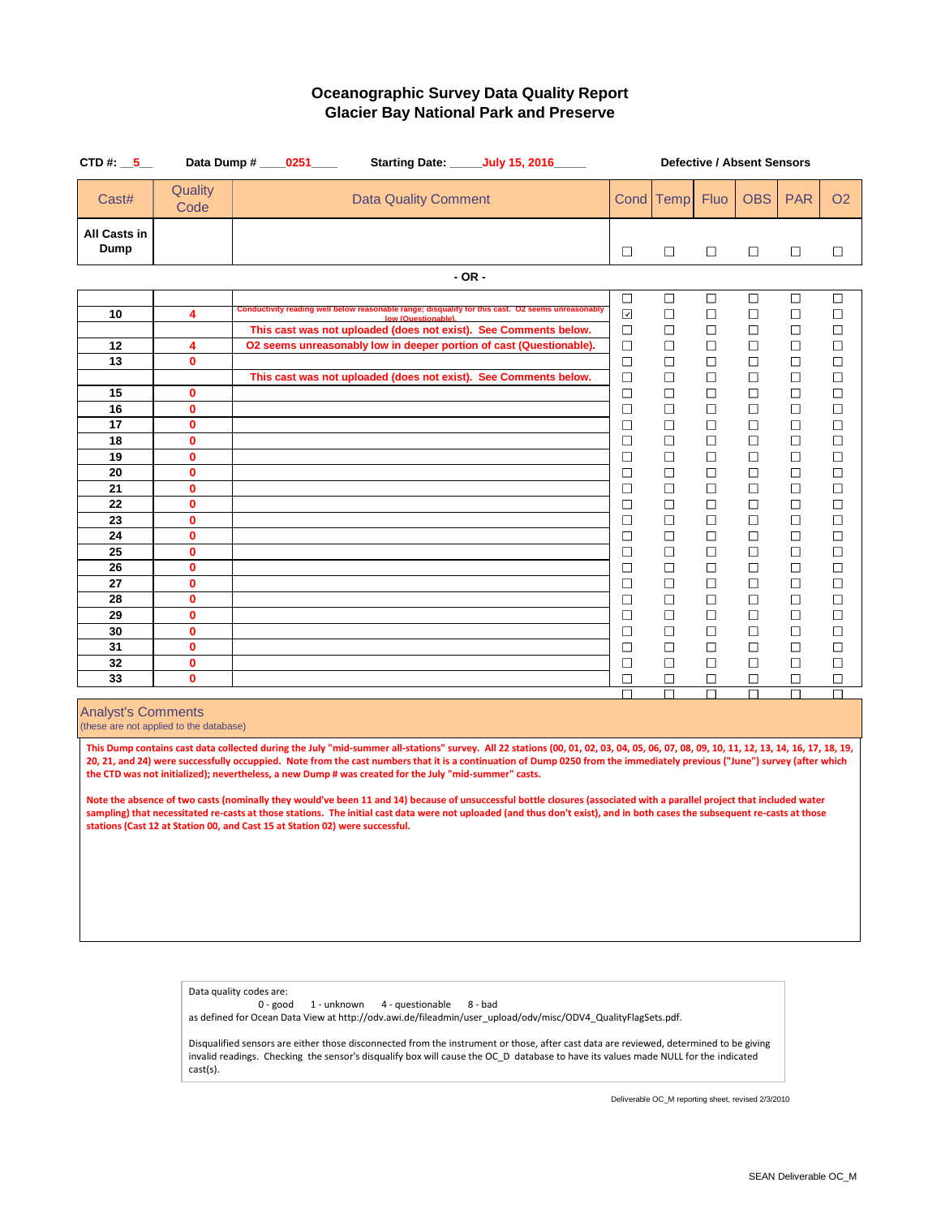# Oceanographic Survey Data Quality Report
## Glacier Bay National Park and Preserve

**CTD #:** 5 **Data Dump #** 0251 **Starting Date:** July 15, 2016 **Defective / Absent Sensors**

| Cast# | Quality Code | Data Quality Comment | Cond | Temp | Fluo | OBS | PAR | O2 |
|---|---|---|---|---|---|---|---|---|
| **All Casts in Dump** | | | ☐ | ☐ | ☐ | ☐ | ☐ | ☐ |

**- OR -**

| Cast# | Quality Code | Data Quality Comment | Cond | Temp | Fluo | OBS | PAR | O2 |
|---|---|---|---|---|---|---|---|---|
| | | | ☐ | ☐ | ☐ | ☐ | ☐ | ☐ |
| 10 | 4 | Conductivity reading well below reasonable range; disqualify for this cast. O2 seems unreasonably low (Questionable). | ☑ | ☐ | ☐ | ☐ | ☐ | ☐ |
| | | This cast was not uploaded (does not exist). See Comments below. | ☐ | ☐ | ☐ | ☐ | ☐ | ☐ |
| 12 | 4 | O2 seems unreasonably low in deeper portion of cast (Questionable). | ☐ | ☐ | ☐ | ☐ | ☐ | ☐ |
| 13 | 0 | | ☐ | ☐ | ☐ | ☐ | ☐ | ☐ |
| | | This cast was not uploaded (does not exist). See Comments below. | ☐ | ☐ | ☐ | ☐ | ☐ | ☐ |
| 15 | 0 | | ☐ | ☐ | ☐ | ☐ | ☐ | ☐ |
| 16 | 0 | | ☐ | ☐ | ☐ | ☐ | ☐ | ☐ |
| 17 | 0 | | ☐ | ☐ | ☐ | ☐ | ☐ | ☐ |
| 18 | 0 | | ☐ | ☐ | ☐ | ☐ | ☐ | ☐ |
| 19 | 0 | | ☐ | ☐ | ☐ | ☐ | ☐ | ☐ |
| 20 | 0 | | ☐ | ☐ | ☐ | ☐ | ☐ | ☐ |
| 21 | 0 | | ☐ | ☐ | ☐ | ☐ | ☐ | ☐ |
| 22 | 0 | | ☐ | ☐ | ☐ | ☐ | ☐ | ☐ |
| 23 | 0 | | ☐ | ☐ | ☐ | ☐ | ☐ | ☐ |
| 24 | 0 | | ☐ | ☐ | ☐ | ☐ | ☐ | ☐ |
| 25 | 0 | | ☐ | ☐ | ☐ | ☐ | ☐ | ☐ |
| 26 | 0 | | ☐ | ☐ | ☐ | ☐ | ☐ | ☐ |
| 27 | 0 | | ☐ | ☐ | ☐ | ☐ | ☐ | ☐ |
| 28 | 0 | | ☐ | ☐ | ☐ | ☐ | ☐ | ☐ |
| 29 | 0 | | ☐ | ☐ | ☐ | ☐ | ☐ | ☐ |
| 30 | 0 | | ☐ | ☐ | ☐ | ☐ | ☐ | ☐ |
| 31 | 0 | | ☐ | ☐ | ☐ | ☐ | ☐ | ☐ |
| 32 | 0 | | ☐ | ☐ | ☐ | ☐ | ☐ | ☐ |
| 33 | 0 | | ☐ | ☐ | ☐ | ☐ | ☐ | ☐ |

### Analyst's Comments
(these are not applied to the database)

**This Dump contains cast data collected during the July "mid-summer all-stations" survey. All 22 stations (00, 01, 02, 03, 04, 05, 06, 07, 08, 09, 10, 11, 12, 13, 14, 16, 17, 18, 19, 20, 21, and 24) were successfully occuppied. Note from the cast numbers that it is a continuation of Dump 0250 from the immediately previous ("June") survey (after which the CTD was not initialized); nevertheless, a new Dump # was created for the July "mid-summer" casts.**

**Note the absence of two casts (nominally they would've been 11 and 14) because of unsuccessful bottle closures (associated with a parallel project that included water sampling) that necessitated re-casts at those stations. The initial cast data were not uploaded (and thus don't exist), and in both cases the subsequent re-casts at those stations (Cast 12 at Station 00, and Cast 15 at Station 02) were successful.**

Data quality codes are:

0 - good 1 - unknown 4 - questionable 8 - bad

as defined for Ocean Data View at http://odv.awi.de/fileadmin/user_upload/odv/misc/ODV4_QualityFlagSets.pdf.

Disqualified sensors are either those disconnected from the instrument or those, after cast data are reviewed, determined to be giving invalid readings. Checking the sensor's disqualify box will cause the OC_D database to have its values made NULL for the indicated cast(s).

Deliverable OC_M reporting sheet, revised 2/3/2010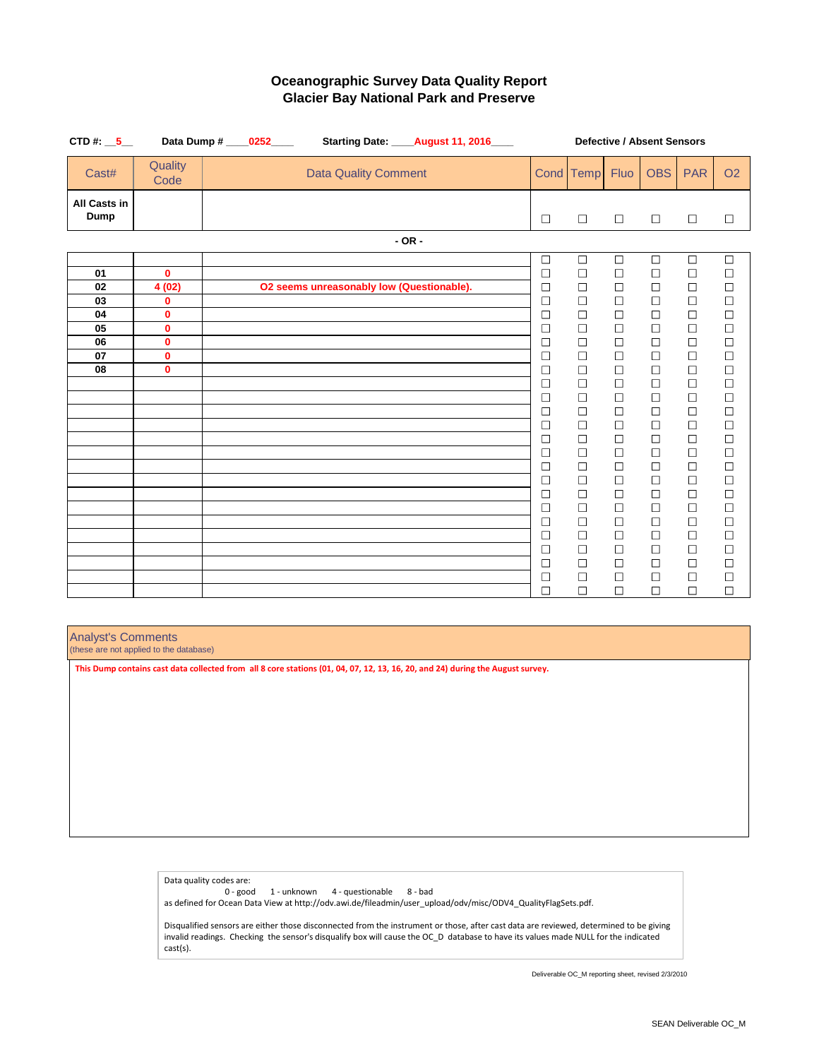# Oceanographic Survey Data Quality Report
## Glacier Bay National Park and Preserve

**CTD #:** __5__ **Data Dump #** ____0252____ **Starting Date:** ____August 11, 2016____ **Defective / Absent Sensors**

| Cast# | Quality Code | Data Quality Comment | Cond | Temp | Fluo | OBS | PAR | O2 |
|---|---|---|---|---|---|---|---|---|
| **All Casts in Dump** | | | ☐ | ☐ | ☐ | ☐ | ☐ | ☐ |

**- OR -**

| Cast# | Quality Code | Data Quality Comment | Cond | Temp | Fluo | OBS | PAR | O2 |
|---|---|---|---|---|---|---|---|---|
| | | | ☐ | ☐ | ☐ | ☐ | ☐ | ☐ |
| **01** | **0** | | ☐ | ☐ | ☐ | ☐ | ☐ | ☐ |
| **02** | **4 (02)** | **O2 seems unreasonably low (Questionable).** | ☐ | ☐ | ☐ | ☐ | ☐ | ☐ |
| **03** | **0** | | ☐ | ☐ | ☐ | ☐ | ☐ | ☐ |
| **04** | **0** | | ☐ | ☐ | ☐ | ☐ | ☐ | ☐ |
| **05** | **0** | | ☐ | ☐ | ☐ | ☐ | ☐ | ☐ |
| **06** | **0** | | ☐ | ☐ | ☐ | ☐ | ☐ | ☐ |
| **07** | **0** | | ☐ | ☐ | ☐ | ☐ | ☐ | ☐ |
| **08** | **0** | | ☐ | ☐ | ☐ | ☐ | ☐ | ☐ |
| | | | ☐ | ☐ | ☐ | ☐ | ☐ | ☐ |
| | | | ☐ | ☐ | ☐ | ☐ | ☐ | ☐ |
| | | | ☐ | ☐ | ☐ | ☐ | ☐ | ☐ |
| | | | ☐ | ☐ | ☐ | ☐ | ☐ | ☐ |
| | | | ☐ | ☐ | ☐ | ☐ | ☐ | ☐ |
| | | | ☐ | ☐ | ☐ | ☐ | ☐ | ☐ |
| | | | ☐ | ☐ | ☐ | ☐ | ☐ | ☐ |
| | | | ☐ | ☐ | ☐ | ☐ | ☐ | ☐ |
| | | | ☐ | ☐ | ☐ | ☐ | ☐ | ☐ |
| | | | ☐ | ☐ | ☐ | ☐ | ☐ | ☐ |
| | | | ☐ | ☐ | ☐ | ☐ | ☐ | ☐ |
| | | | ☐ | ☐ | ☐ | ☐ | ☐ | ☐ |
| | | | ☐ | ☐ | ☐ | ☐ | ☐ | ☐ |
| | | | ☐ | ☐ | ☐ | ☐ | ☐ | ☐ |
| | | | ☐ | ☐ | ☐ | ☐ | ☐ | ☐ |
| | | | ☐ | ☐ | ☐ | ☐ | ☐ | ☐ |

**Analyst's Comments**
(these are not applied to the database)

**This Dump contains cast data collected from all 8 core stations (01, 04, 07, 12, 13, 16, 20, and 24) during the August survey.**

Data quality codes are:
0 - good  1 - unknown  4 - questionable  8 - bad
as defined for Ocean Data View at http://odv.awi.de/fileadmin/user_upload/odv/misc/ODV4_QualityFlagSets.pdf.

Disqualified sensors are either those disconnected from the instrument or those, after cast data are reviewed, determined to be giving invalid readings. Checking the sensor's disqualify box will cause the OC_D database to have its values made NULL for the indicated cast(s).

Deliverable OC_M reporting sheet, revised 2/3/2010

SEAN Deliverable OC_M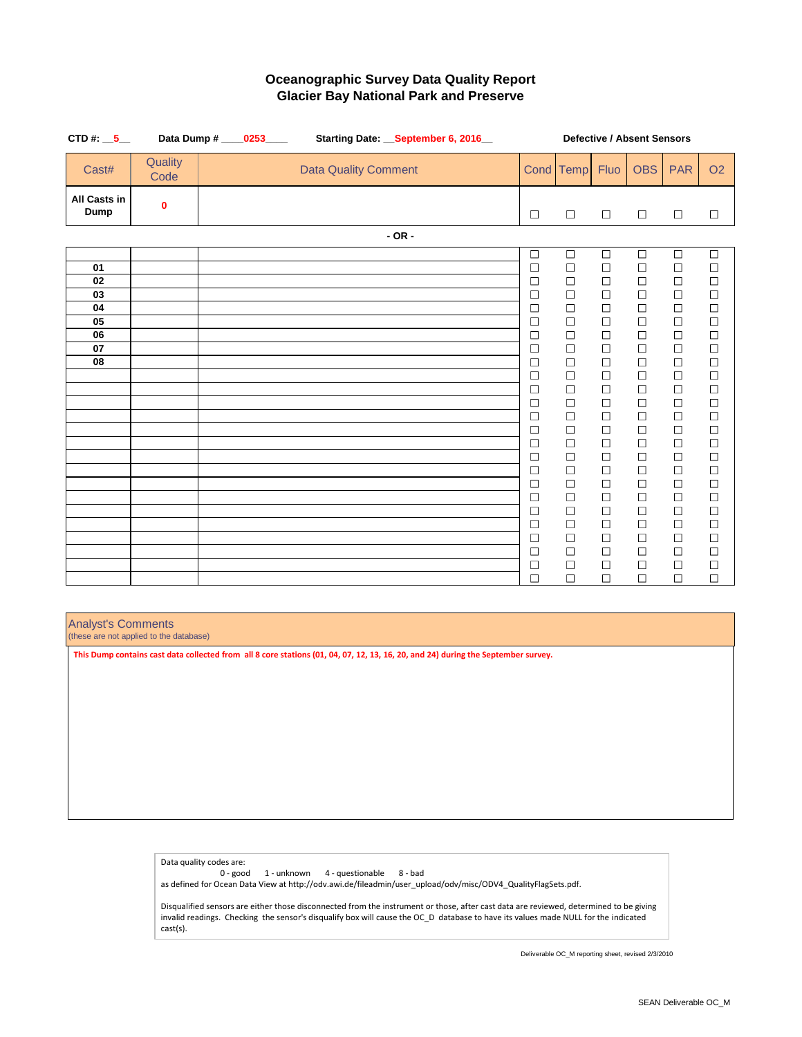# Oceanographic Survey Data Quality Report
## Glacier Bay National Park and Preserve

**CTD #:** __5__ **Data Dump #** ____0253____ **Starting Date:** __September 6, 2016__

**Defective / Absent Sensors**

| Cast# | Quality Code | Data Quality Comment | Cond | Temp | Fluo | OBS | PAR | O2 |
|---|---|---|---|---|---|---|---|---|
| **All Casts in Dump** | **0** | | ☐ | ☐ | ☐ | ☐ | ☐ | ☐ |

**- OR -**

| Cast# | Quality Code | Data Quality Comment | Cond | Temp | Fluo | OBS | PAR | O2 |
|---|---|---|---|---|---|---|---|---|
| | | | ☐ | ☐ | ☐ | ☐ | ☐ | ☐ |
| **01** | | | ☐ | ☐ | ☐ | ☐ | ☐ | ☐ |
| **02** | | | ☐ | ☐ | ☐ | ☐ | ☐ | ☐ |
| **03** | | | ☐ | ☐ | ☐ | ☐ | ☐ | ☐ |
| **04** | | | ☐ | ☐ | ☐ | ☐ | ☐ | ☐ |
| **05** | | | ☐ | ☐ | ☐ | ☐ | ☐ | ☐ |
| **06** | | | ☐ | ☐ | ☐ | ☐ | ☐ | ☐ |
| **07** | | | ☐ | ☐ | ☐ | ☐ | ☐ | ☐ |
| **08** | | | ☐ | ☐ | ☐ | ☐ | ☐ | ☐ |
| | | | ☐ | ☐ | ☐ | ☐ | ☐ | ☐ |
| | | | ☐ | ☐ | ☐ | ☐ | ☐ | ☐ |
| | | | ☐ | ☐ | ☐ | ☐ | ☐ | ☐ |
| | | | ☐ | ☐ | ☐ | ☐ | ☐ | ☐ |
| | | | ☐ | ☐ | ☐ | ☐ | ☐ | ☐ |
| | | | ☐ | ☐ | ☐ | ☐ | ☐ | ☐ |
| | | | ☐ | ☐ | ☐ | ☐ | ☐ | ☐ |
| | | | ☐ | ☐ | ☐ | ☐ | ☐ | ☐ |
| | | | ☐ | ☐ | ☐ | ☐ | ☐ | ☐ |
| | | | ☐ | ☐ | ☐ | ☐ | ☐ | ☐ |
| | | | ☐ | ☐ | ☐ | ☐ | ☐ | ☐ |
| | | | ☐ | ☐ | ☐ | ☐ | ☐ | ☐ |
| | | | ☐ | ☐ | ☐ | ☐ | ☐ | ☐ |
| | | | ☐ | ☐ | ☐ | ☐ | ☐ | ☐ |
| | | | ☐ | ☐ | ☐ | ☐ | ☐ | ☐ |
| | | | ☐ | ☐ | ☐ | ☐ | ☐ | ☐ |
| | | | ☐ | ☐ | ☐ | ☐ | ☐ | ☐ |

**Analyst's Comments**
(these are not applied to the database)

**This Dump contains cast data collected from all 8 core stations (01, 04, 07, 12, 13, 16, 20, and 24) during the September survey.**

Data quality codes are:
0 - good 1 - unknown 4 - questionable 8 - bad
as defined for Ocean Data View at http://odv.awi.de/fileadmin/user_upload/odv/misc/ODV4_QualityFlagSets.pdf.

Disqualified sensors are either those disconnected from the instrument or those, after cast data are reviewed, determined to be giving invalid readings. Checking the sensor's disqualify box will cause the OC_D database to have its values made NULL for the indicated cast(s).

Deliverable OC_M reporting sheet, revised 2/3/2010

SEAN Deliverable OC_M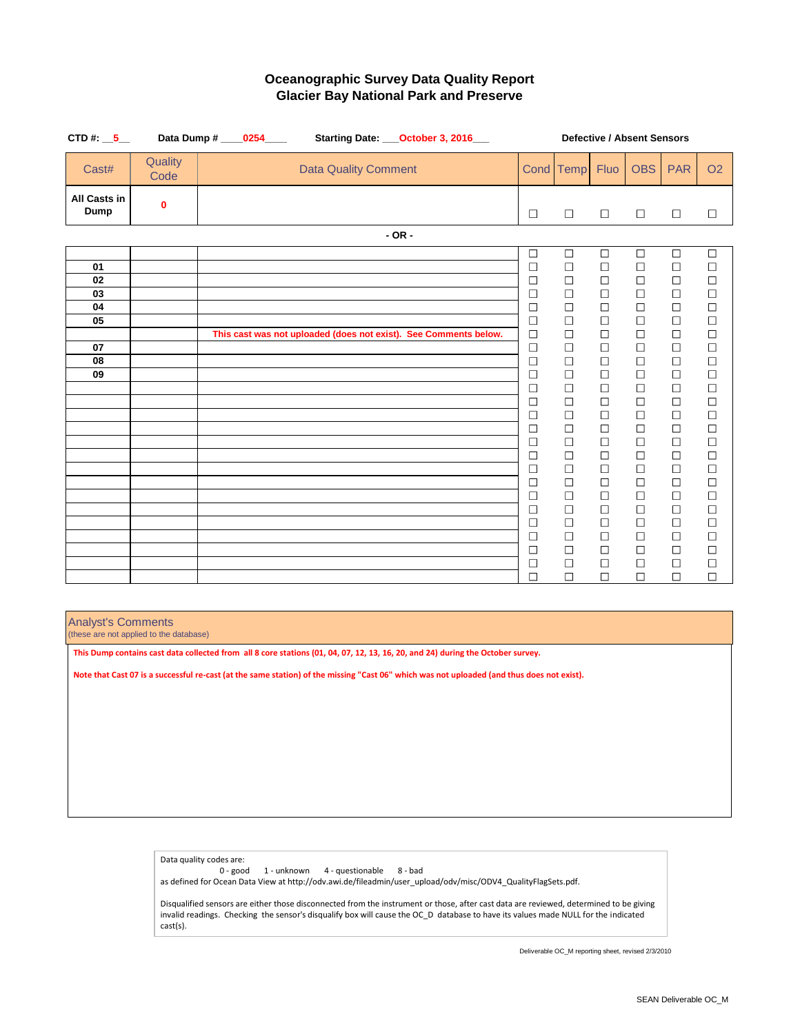# Oceanographic Survey Data Quality Report
## Glacier Bay National Park and Preserve

**CTD #:** __5__ **Data Dump #** ____0254____ **Starting Date:** ___October 3, 2016___ **Defective / Absent Sensors**

| Cast# | Quality Code | Data Quality Comment | Cond | Temp | Fluo | OBS | PAR | O2 |
|---|---|---|---|---|---|---|---|---|
| **All Casts in Dump** | **0** | | ☐ | ☐ | ☐ | ☐ | ☐ | ☐ |

**- OR -**

| Cast# | Quality Code | Data Quality Comment | Cond | Temp | Fluo | OBS | PAR | O2 |
|---|---|---|---|---|---|---|---|---|
| | | | ☐ | ☐ | ☐ | ☐ | ☐ | ☐ |
| **01** | | | ☐ | ☐ | ☐ | ☐ | ☐ | ☐ |
| **02** | | | ☐ | ☐ | ☐ | ☐ | ☐ | ☐ |
| **03** | | | ☐ | ☐ | ☐ | ☐ | ☐ | ☐ |
| **04** | | | ☐ | ☐ | ☐ | ☐ | ☐ | ☐ |
| **05** | | | ☐ | ☐ | ☐ | ☐ | ☐ | ☐ |
| | | **This cast was not uploaded (does not exist). See Comments below.** | ☐ | ☐ | ☐ | ☐ | ☐ | ☐ |
| **07** | | | ☐ | ☐ | ☐ | ☐ | ☐ | ☐ |
| **08** | | | ☐ | ☐ | ☐ | ☐ | ☐ | ☐ |
| **09** | | | ☐ | ☐ | ☐ | ☐ | ☐ | ☐ |
| | | | ☐ | ☐ | ☐ | ☐ | ☐ | ☐ |
| | | | ☐ | ☐ | ☐ | ☐ | ☐ | ☐ |
| | | | ☐ | ☐ | ☐ | ☐ | ☐ | ☐ |
| | | | ☐ | ☐ | ☐ | ☐ | ☐ | ☐ |
| | | | ☐ | ☐ | ☐ | ☐ | ☐ | ☐ |
| | | | ☐ | ☐ | ☐ | ☐ | ☐ | ☐ |
| | | | ☐ | ☐ | ☐ | ☐ | ☐ | ☐ |
| | | | ☐ | ☐ | ☐ | ☐ | ☐ | ☐ |
| | | | ☐ | ☐ | ☐ | ☐ | ☐ | ☐ |
| | | | ☐ | ☐ | ☐ | ☐ | ☐ | ☐ |
| | | | ☐ | ☐ | ☐ | ☐ | ☐ | ☐ |
| | | | ☐ | ☐ | ☐ | ☐ | ☐ | ☐ |
| | | | ☐ | ☐ | ☐ | ☐ | ☐ | ☐ |
| | | | ☐ | ☐ | ☐ | ☐ | ☐ | ☐ |
| | | | ☐ | ☐ | ☐ | ☐ | ☐ | ☐ |

**Analyst's Comments**
(these are not applied to the database)

**This Dump contains cast data collected from all 8 core stations (01, 04, 07, 12, 13, 16, 20, and 24) during the October survey.**

**Note that Cast 07 is a successful re-cast (at the same station) of the missing "Cast 06" which was not uploaded (and thus does not exist).**

Data quality codes are:
0 - good 1 - unknown 4 - questionable 8 - bad
as defined for Ocean Data View at http://odv.awi.de/fileadmin/user_upload/odv/misc/ODV4_QualityFlagSets.pdf.

Disqualified sensors are either those disconnected from the instrument or those, after cast data are reviewed, determined to be giving invalid readings. Checking the sensor's disqualify box will cause the OC_D database to have its values made NULL for the indicated cast(s).

Deliverable OC_M reporting sheet, revised 2/3/2010

SEAN Deliverable OC_M